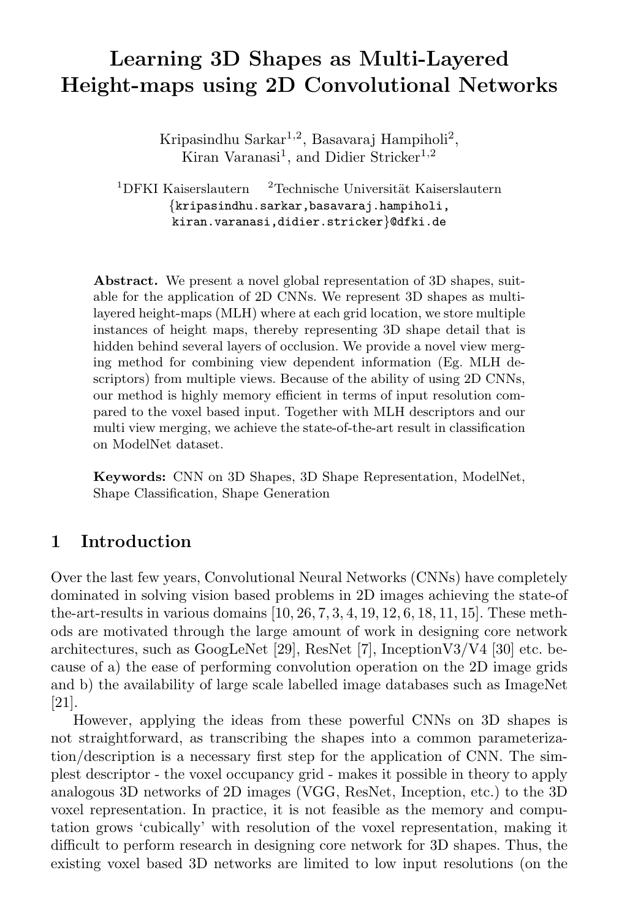# Learning 3D Shapes as Multi-Layered Height-maps using 2D Convolutional Networks

Kripasindhu Sarkar[1,2], Basavaraj Hampiholi[2], Kiran Varanasi[1], and Didier Stricker[1,2]

[1]DFKI Kaiserslautern [2]Technische Universität Kaiserslautern
{kripasindhu.sarkar,basavaraj.hampiholi, kiran.varanasi,didier.stricker}@dfki.de

**Abstract.** We present a novel global representation of 3D shapes, suitable for the application of 2D CNNs. We represent 3D shapes as multi-layered height-maps (MLH) where at each grid location, we store multiple instances of height maps, thereby representing 3D shape detail that is hidden behind several layers of occlusion. We provide a novel view merging method for combining view dependent information (Eg. MLH descriptors) from multiple views. Because of the ability of using 2D CNNs, our method is highly memory efficient in terms of input resolution compared to the voxel based input. Together with MLH descriptors and our multi view merging, we achieve the state-of-the-art result in classification on ModelNet dataset.

**Keywords:** CNN on 3D Shapes, 3D Shape Representation, ModelNet, Shape Classification, Shape Generation

## 1 Introduction

Over the last few years, Convolutional Neural Networks (CNNs) have completely dominated in solving vision based problems in 2D images achieving the state-of the-art-results in various domains [10, 26, 7, 3, 4, 19, 12, 6, 18, 11, 15]. These methods are motivated through the large amount of work in designing core network architectures, such as GoogLeNet [29], ResNet [7], InceptionV3/V4 [30] etc. because of a) the ease of performing convolution operation on the 2D image grids and b) the availability of large scale labelled image databases such as ImageNet [21].

However, applying the ideas from these powerful CNNs on 3D shapes is not straightforward, as transcribing the shapes into a common parameterization/description is a necessary first step for the application of CNN. The simplest descriptor - the voxel occupancy grid - makes it possible in theory to apply analogous 3D networks of 2D images (VGG, ResNet, Inception, etc.) to the 3D voxel representation. In practice, it is not feasible as the memory and computation grows 'cubically' with resolution of the voxel representation, making it difficult to perform research in designing core network for 3D shapes. Thus, the existing voxel based 3D networks are limited to low input resolutions (on the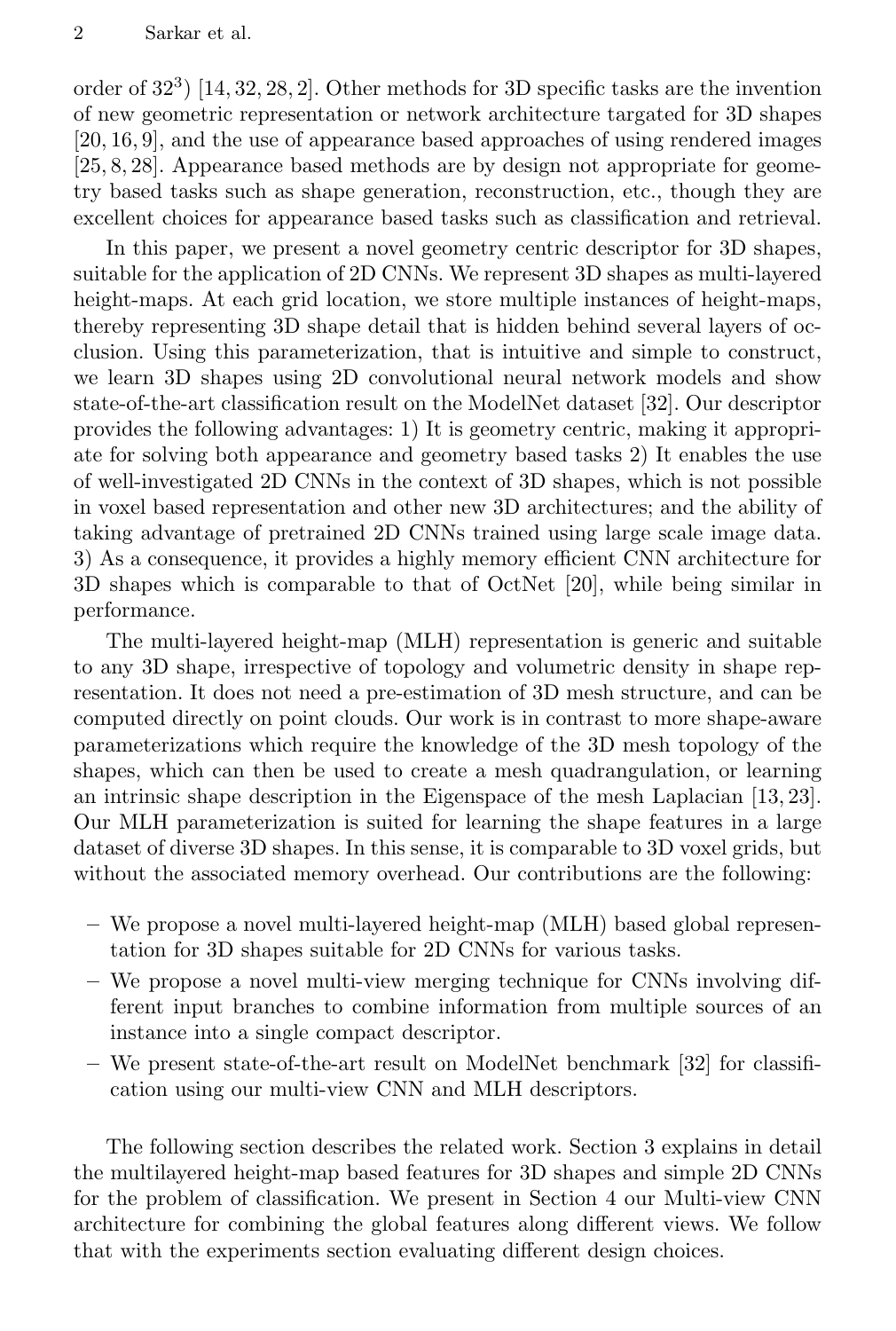order of $32^3$) [14, 32, 28, 2]. Other methods for 3D specific tasks are the invention of new geometric representation or network architecture targated for 3D shapes [20, 16, 9], and the use of appearance based approaches of using rendered images [25, 8, 28]. Appearance based methods are by design not appropriate for geometry based tasks such as shape generation, reconstruction, etc., though they are excellent choices for appearance based tasks such as classification and retrieval.

In this paper, we present a novel geometry centric descriptor for 3D shapes, suitable for the application of 2D CNNs. We represent 3D shapes as multi-layered height-maps. At each grid location, we store multiple instances of height-maps, thereby representing 3D shape detail that is hidden behind several layers of occlusion. Using this parameterization, that is intuitive and simple to construct, we learn 3D shapes using 2D convolutional neural network models and show state-of-the-art classification result on the ModelNet dataset [32]. Our descriptor provides the following advantages: 1) It is geometry centric, making it appropriate for solving both appearance and geometry based tasks 2) It enables the use of well-investigated 2D CNNs in the context of 3D shapes, which is not possible in voxel based representation and other new 3D architectures; and the ability of taking advantage of pretrained 2D CNNs trained using large scale image data. 3) As a consequence, it provides a highly memory efficient CNN architecture for 3D shapes which is comparable to that of OctNet [20], while being similar in performance.

The multi-layered height-map (MLH) representation is generic and suitable to any 3D shape, irrespective of topology and volumetric density in shape representation. It does not need a pre-estimation of 3D mesh structure, and can be computed directly on point clouds. Our work is in contrast to more shape-aware parameterizations which require the knowledge of the 3D mesh topology of the shapes, which can then be used to create a mesh quadrangulation, or learning an intrinsic shape description in the Eigenspace of the mesh Laplacian [13, 23]. Our MLH parameterization is suited for learning the shape features in a large dataset of diverse 3D shapes. In this sense, it is comparable to 3D voxel grids, but without the associated memory overhead. Our contributions are the following:

- We propose a novel multi-layered height-map (MLH) based global representation for 3D shapes suitable for 2D CNNs for various tasks.
- We propose a novel multi-view merging technique for CNNs involving different input branches to combine information from multiple sources of an instance into a single compact descriptor.
- We present state-of-the-art result on ModelNet benchmark [32] for classification using our multi-view CNN and MLH descriptors.

The following section describes the related work. Section 3 explains in detail the multilayered height-map based features for 3D shapes and simple 2D CNNs for the problem of classification. We present in Section 4 our Multi-view CNN architecture for combining the global features along different views. We follow that with the experiments section evaluating different design choices.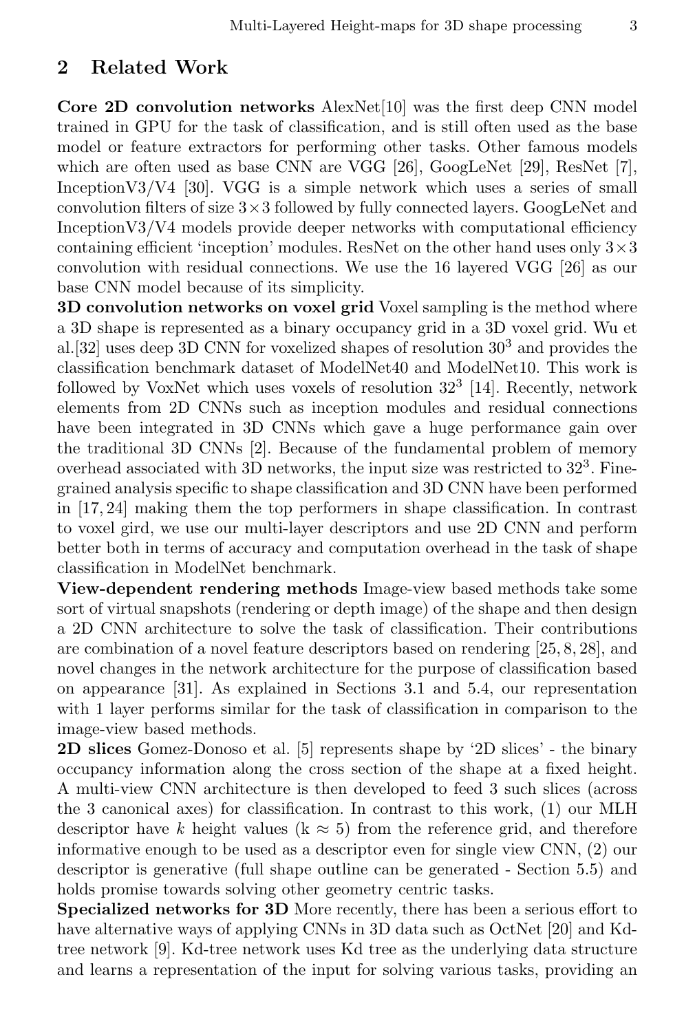## 2 Related Work

**Core 2D convolution networks** AlexNet[10] was the first deep CNN model trained in GPU for the task of classification, and is still often used as the base model or feature extractors for performing other tasks. Other famous models which are often used as base CNN are VGG [26], GoogLeNet [29], ResNet [7], InceptionV3/V4 [30]. VGG is a simple network which uses a series of small convolution filters of size $3\times3$ followed by fully connected layers. GoogLeNet and InceptionV3/V4 models provide deeper networks with computational efficiency containing efficient 'inception' modules. ResNet on the other hand uses only $3\times3$ convolution with residual connections. We use the 16 layered VGG [26] as our base CNN model because of its simplicity.

**3D convolution networks on voxel grid** Voxel sampling is the method where a 3D shape is represented as a binary occupancy grid in a 3D voxel grid. Wu et al.[32] uses deep 3D CNN for voxelized shapes of resolution $30^3$ and provides the classification benchmark dataset of ModelNet40 and ModelNet10. This work is followed by VoxNet which uses voxels of resolution $32^3$ [14]. Recently, network elements from 2D CNNs such as inception modules and residual connections have been integrated in 3D CNNs which gave a huge performance gain over the traditional 3D CNNs [2]. Because of the fundamental problem of memory overhead associated with 3D networks, the input size was restricted to $32^3$. Fine-grained analysis specific to shape classification and 3D CNN have been performed in [17, 24] making them the top performers in shape classification. In contrast to voxel gird, we use our multi-layer descriptors and use 2D CNN and perform better both in terms of accuracy and computation overhead in the task of shape classification in ModelNet benchmark.

**View-dependent rendering methods** Image-view based methods take some sort of virtual snapshots (rendering or depth image) of the shape and then design a 2D CNN architecture to solve the task of classification. Their contributions are combination of a novel feature descriptors based on rendering [25, 8, 28], and novel changes in the network architecture for the purpose of classification based on appearance [31]. As explained in Sections 3.1 and 5.4, our representation with 1 layer performs similar for the task of classification in comparison to the image-view based methods.

**2D slices** Gomez-Donoso et al. [5] represents shape by '2D slices' - the binary occupancy information along the cross section of the shape at a fixed height. A multi-view CNN architecture is then developed to feed 3 such slices (across the 3 canonical axes) for classification. In contrast to this work, (1) our MLH descriptor have $k$ height values ($k \approx 5$) from the reference grid, and therefore informative enough to be used as a descriptor even for single view CNN, (2) our descriptor is generative (full shape outline can be generated - Section 5.5) and holds promise towards solving other geometry centric tasks.

**Specialized networks for 3D** More recently, there has been a serious effort to have alternative ways of applying CNNs in 3D data such as OctNet [20] and Kd-tree network [9]. Kd-tree network uses Kd tree as the underlying data structure and learns a representation of the input for solving various tasks, providing an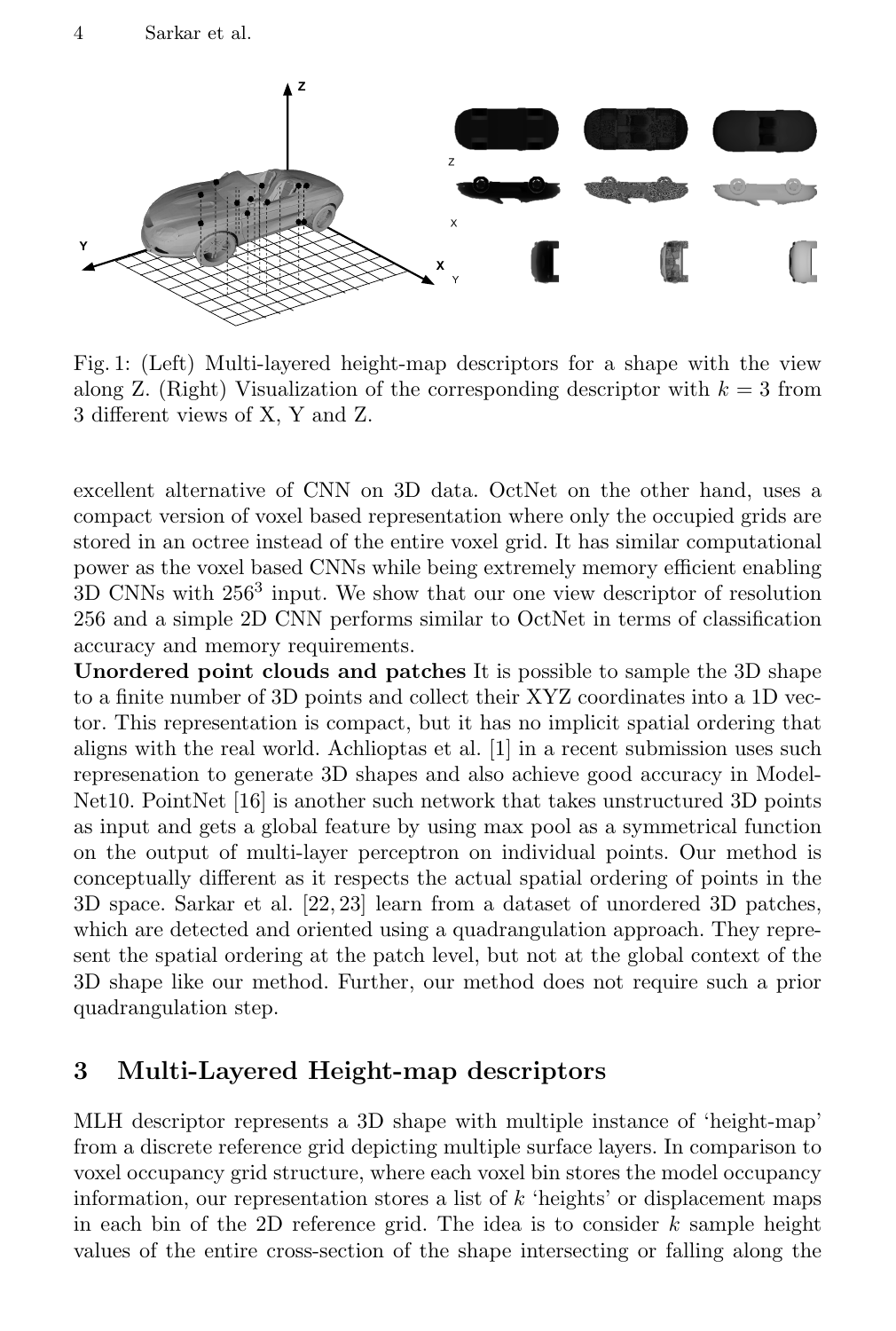Fig. 1: (Left) Multi-layered height-map descriptors for a shape with the view along Z. (Right) Visualization of the corresponding descriptor with $k = 3$ from 3 different views of X, Y and Z.

excellent alternative of CNN on 3D data. OctNet on the other hand, uses a compact version of voxel based representation where only the occupied grids are stored in an octree instead of the entire voxel grid. It has similar computational power as the voxel based CNNs while being extremely memory efficient enabling 3D CNNs with $256^3$ input. We show that our one view descriptor of resolution 256 and a simple 2D CNN performs similar to OctNet in terms of classification accuracy and memory requirements.

**Unordered point clouds and patches** It is possible to sample the 3D shape to a finite number of 3D points and collect their XYZ coordinates into a 1D vector. This representation is compact, but it has no implicit spatial ordering that aligns with the real world. Achlioptas et al. [1] in a recent submission uses such represenation to generate 3D shapes and also achieve good accuracy in ModelNet10. PointNet [16] is another such network that takes unstructured 3D points as input and gets a global feature by using max pool as a symmetrical function on the output of multi-layer perceptron on individual points. Our method is conceptually different as it respects the actual spatial ordering of points in the 3D space. Sarkar et al. [22, 23] learn from a dataset of unordered 3D patches, which are detected and oriented using a quadrangulation approach. They represent the spatial ordering at the patch level, but not at the global context of the 3D shape like our method. Further, our method does not require such a prior quadrangulation step.

## 3 Multi-Layered Height-map descriptors

MLH descriptor represents a 3D shape with multiple instance of 'height-map' from a discrete reference grid depicting multiple surface layers. In comparison to voxel occupancy grid structure, where each voxel bin stores the model occupancy information, our representation stores a list of $k$ 'heights' or displacement maps in each bin of the 2D reference grid. The idea is to consider $k$ sample height values of the entire cross-section of the shape intersecting or falling along the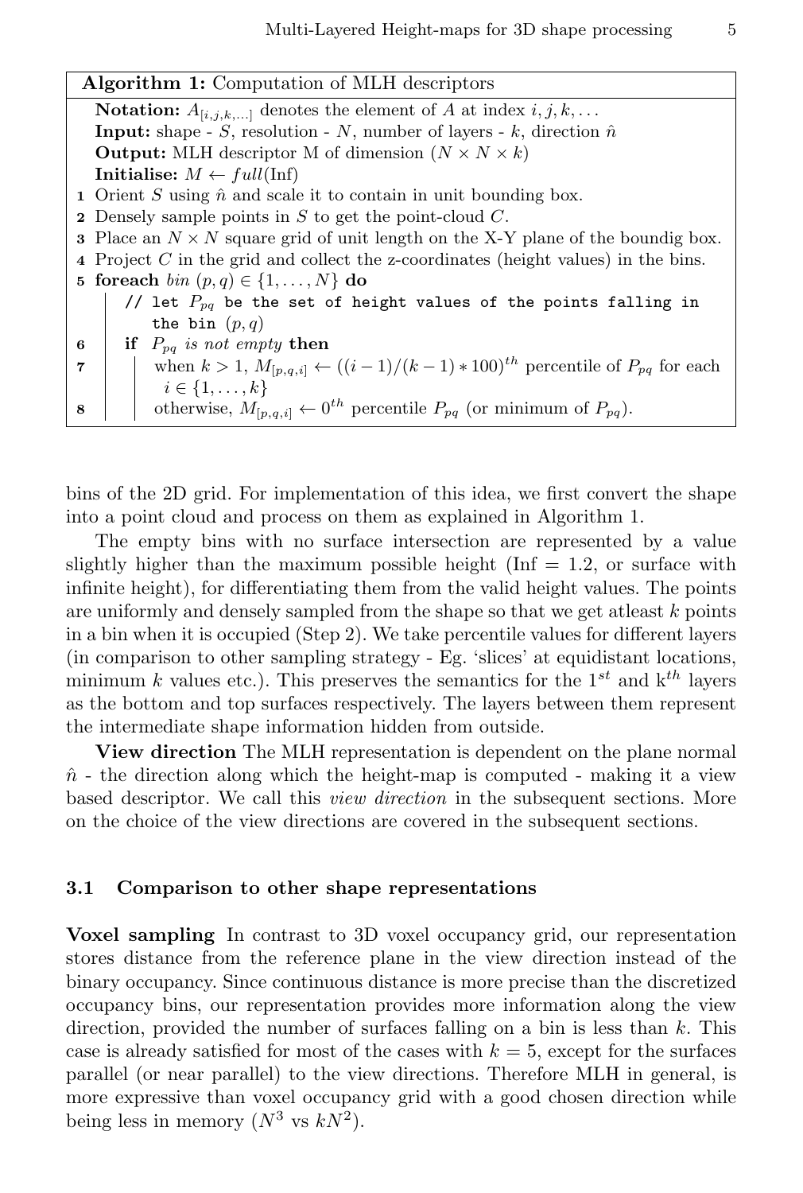**Algorithm 1:** Computation of MLH descriptors

**Notation:** $A_{[i,j,k,...]}$ denotes the element of $A$ at index $i, j, k, \ldots$
**Input:** shape - $S$, resolution - $N$, number of layers - $k$, direction $\hat{n}$
**Output:** MLH descriptor M of dimension $(N \times N \times k)$
**Initialise:** $M \leftarrow full(\text{Inf})$

1. Orient $S$ using $\hat{n}$ and scale it to contain in unit bounding box.
2. Densely sample points in $S$ to get the point-cloud $C$.
3. Place an $N \times N$ square grid of unit length on the X-Y plane of the boundig box.
4. Project $C$ in the grid and collect the z-coordinates (height values) in the bins.
5. **foreach** *bin* $(p, q) \in \{1, \ldots, N\}$ **do**
   - // let $P_{pq}$ be the set of height values of the points falling in the bin $(p, q)$
6. &nbsp;&nbsp;&nbsp;&nbsp;**if** $P_{pq}$ *is not empty* **then**
7. &nbsp;&nbsp;&nbsp;&nbsp;&nbsp;&nbsp;&nbsp;&nbsp;when $k > 1$, $M_{[p,q,i]} \leftarrow ((i-1)/(k-1) * 100)^{th}$ percentile of $P_{pq}$ for each $i \in \{1, \ldots, k\}$
8. &nbsp;&nbsp;&nbsp;&nbsp;&nbsp;&nbsp;&nbsp;&nbsp;otherwise, $M_{[p,q,i]} \leftarrow 0^{th}$ percentile $P_{pq}$ (or minimum of $P_{pq}$).

bins of the 2D grid. For implementation of this idea, we first convert the shape into a point cloud and process on them as explained in Algorithm 1.

The empty bins with no surface intersection are represented by a value slightly higher than the maximum possible height (Inf = 1.2, or surface with infinite height), for differentiating them from the valid height values. The points are uniformly and densely sampled from the shape so that we get atleast $k$ points in a bin when it is occupied (Step 2). We take percentile values for different layers (in comparison to other sampling strategy - Eg. 'slices' at equidistant locations, minimum $k$ values etc.). This preserves the semantics for the $1^{st}$ and $k^{th}$ layers as the bottom and top surfaces respectively. The layers between them represent the intermediate shape information hidden from outside.

**View direction** The MLH representation is dependent on the plane normal $\hat{n}$ - the direction along which the height-map is computed - making it a view based descriptor. We call this *view direction* in the subsequent sections. More on the choice of the view directions are covered in the subsequent sections.

### 3.1 Comparison to other shape representations

**Voxel sampling** In contrast to 3D voxel occupancy grid, our representation stores distance from the reference plane in the view direction instead of the binary occupancy. Since continuous distance is more precise than the discretized occupancy bins, our representation provides more information along the view direction, provided the number of surfaces falling on a bin is less than $k$. This case is already satisfied for most of the cases with $k = 5$, except for the surfaces parallel (or near parallel) to the view directions. Therefore MLH in general, is more expressive than voxel occupancy grid with a good chosen direction while being less in memory ($N^3$ vs $kN^2$).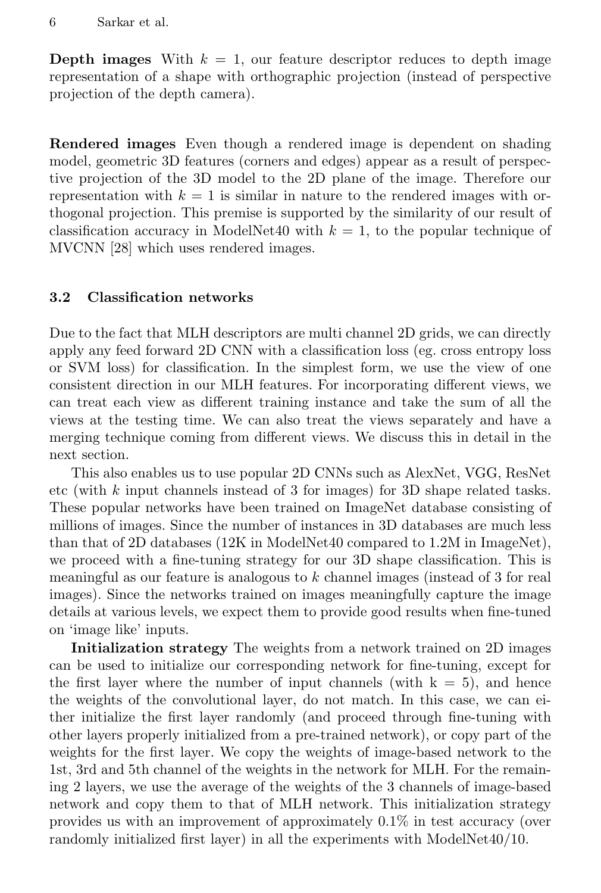**Depth images** With $k = 1$, our feature descriptor reduces to depth image representation of a shape with orthographic projection (instead of perspective projection of the depth camera).

**Rendered images** Even though a rendered image is dependent on shading model, geometric 3D features (corners and edges) appear as a result of perspective projection of the 3D model to the 2D plane of the image. Therefore our representation with $k = 1$ is similar in nature to the rendered images with orthogonal projection. This premise is supported by the similarity of our result of classification accuracy in ModelNet40 with $k = 1$, to the popular technique of MVCNN [28] which uses rendered images.

### 3.2 Classification networks

Due to the fact that MLH descriptors are multi channel 2D grids, we can directly apply any feed forward 2D CNN with a classification loss (eg. cross entropy loss or SVM loss) for classification. In the simplest form, we use the view of one consistent direction in our MLH features. For incorporating different views, we can treat each view as different training instance and take the sum of all the views at the testing time. We can also treat the views separately and have a merging technique coming from different views. We discuss this in detail in the next section.

This also enables us to use popular 2D CNNs such as AlexNet, VGG, ResNet etc (with $k$ input channels instead of 3 for images) for 3D shape related tasks. These popular networks have been trained on ImageNet database consisting of millions of images. Since the number of instances in 3D databases are much less than that of 2D databases (12K in ModelNet40 compared to 1.2M in ImageNet), we proceed with a fine-tuning strategy for our 3D shape classification. This is meaningful as our feature is analogous to $k$ channel images (instead of 3 for real images). Since the networks trained on images meaningfully capture the image details at various levels, we expect them to provide good results when fine-tuned on 'image like' inputs.

**Initialization strategy** The weights from a network trained on 2D images can be used to initialize our corresponding network for fine-tuning, except for the first layer where the number of input channels (with k = 5), and hence the weights of the convolutional layer, do not match. In this case, we can either initialize the first layer randomly (and proceed through fine-tuning with other layers properly initialized from a pre-trained network), or copy part of the weights for the first layer. We copy the weights of image-based network to the 1st, 3rd and 5th channel of the weights in the network for MLH. For the remaining 2 layers, we use the average of the weights of the 3 channels of image-based network and copy them to that of MLH network. This initialization strategy provides us with an improvement of approximately 0.1% in test accuracy (over randomly initialized first layer) in all the experiments with ModelNet40/10.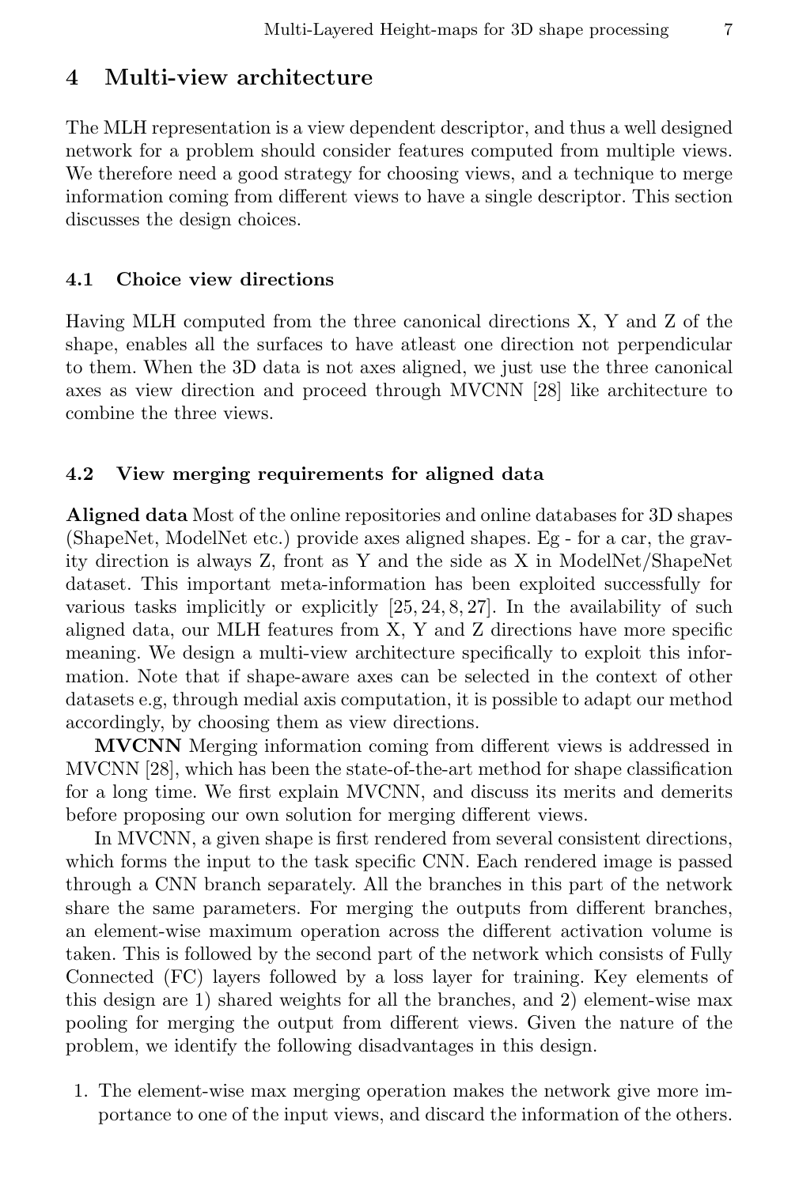## 4 Multi-view architecture

The MLH representation is a view dependent descriptor, and thus a well designed network for a problem should consider features computed from multiple views. We therefore need a good strategy for choosing views, and a technique to merge information coming from different views to have a single descriptor. This section discusses the design choices.

### 4.1 Choice view directions

Having MLH computed from the three canonical directions X, Y and Z of the shape, enables all the surfaces to have atleast one direction not perpendicular to them. When the 3D data is not axes aligned, we just use the three canonical axes as view direction and proceed through MVCNN [28] like architecture to combine the three views.

### 4.2 View merging requirements for aligned data

**Aligned data** Most of the online repositories and online databases for 3D shapes (ShapeNet, ModelNet etc.) provide axes aligned shapes. Eg - for a car, the gravity direction is always Z, front as Y and the side as X in ModelNet/ShapeNet dataset. This important meta-information has been exploited successfully for various tasks implicitly or explicitly [25, 24, 8, 27]. In the availability of such aligned data, our MLH features from X, Y and Z directions have more specific meaning. We design a multi-view architecture specifically to exploit this information. Note that if shape-aware axes can be selected in the context of other datasets e.g, through medial axis computation, it is possible to adapt our method accordingly, by choosing them as view directions.

**MVCNN** Merging information coming from different views is addressed in MVCNN [28], which has been the state-of-the-art method for shape classification for a long time. We first explain MVCNN, and discuss its merits and demerits before proposing our own solution for merging different views.

In MVCNN, a given shape is first rendered from several consistent directions, which forms the input to the task specific CNN. Each rendered image is passed through a CNN branch separately. All the branches in this part of the network share the same parameters. For merging the outputs from different branches, an element-wise maximum operation across the different activation volume is taken. This is followed by the second part of the network which consists of Fully Connected (FC) layers followed by a loss layer for training. Key elements of this design are 1) shared weights for all the branches, and 2) element-wise max pooling for merging the output from different views. Given the nature of the problem, we identify the following disadvantages in this design.

1. The element-wise max merging operation makes the network give more importance to one of the input views, and discard the information of the others.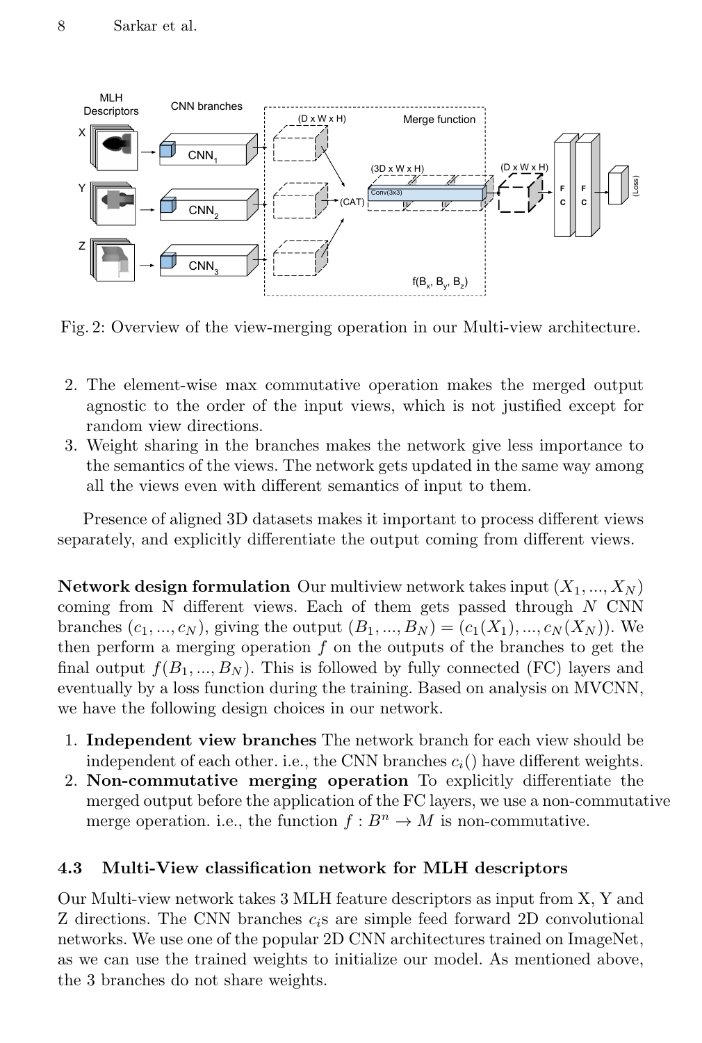Fig. 2: Overview of the view-merging operation in our Multi-view architecture.

2. The element-wise max commutative operation makes the merged output agnostic to the order of the input views, which is not justified except for random view directions.
3. Weight sharing in the branches makes the network give less importance to the semantics of the views. The network gets updated in the same way among all the views even with different semantics of input to them.

Presence of aligned 3D datasets makes it important to process different views separately, and explicitly differentiate the output coming from different views.

**Network design formulation** Our multiview network takes input $(X_1, ..., X_N)$ coming from N different views. Each of them gets passed through $N$ CNN branches $(c_1, ..., c_N)$, giving the output $(B_1, ..., B_N) = (c_1(X_1), ..., c_N(X_N))$. We then perform a merging operation $f$ on the outputs of the branches to get the final output $f(B_1, ..., B_N)$. This is followed by fully connected (FC) layers and eventually by a loss function during the training. Based on analysis on MVCNN, we have the following design choices in our network.

1. **Independent view branches** The network branch for each view should be independent of each other. i.e., the CNN branches $c_i()$ have different weights.
2. **Non-commutative merging operation** To explicitly differentiate the merged output before the application of the FC layers, we use a non-commutative merge operation. i.e., the function $f : B^n \rightarrow M$ is non-commutative.

### 4.3 Multi-View classification network for MLH descriptors

Our Multi-view network takes 3 MLH feature descriptors as input from X, Y and Z directions. The CNN branches $c_i$s are simple feed forward 2D convolutional networks. We use one of the popular 2D CNN architectures trained on ImageNet, as we can use the trained weights to initialize our model. As mentioned above, the 3 branches do not share weights.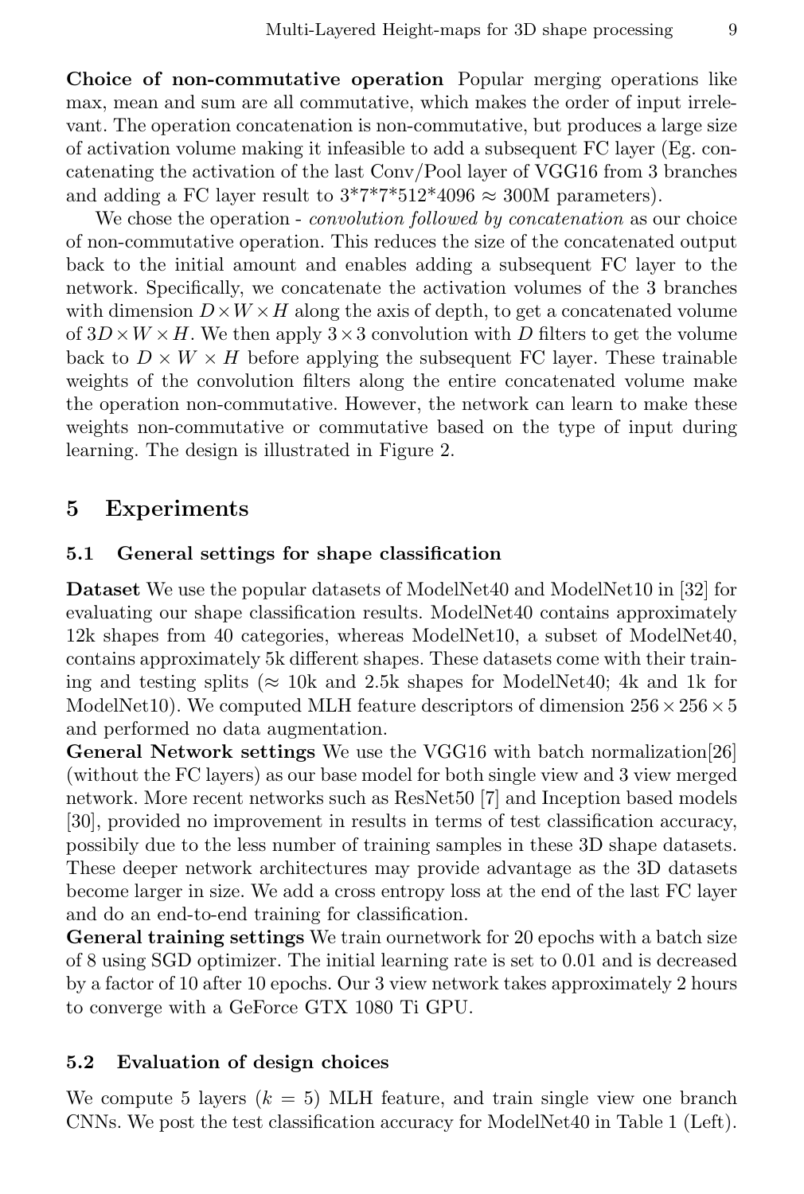**Choice of non-commutative operation** Popular merging operations like max, mean and sum are all commutative, which makes the order of input irrelevant. The operation concatenation is non-commutative, but produces a large size of activation volume making it infeasible to add a subsequent FC layer (Eg. concatenating the activation of the last Conv/Pool layer of VGG16 from 3 branches and adding a FC layer result to 3*7*7*512*4096 ≈ 300M parameters).

We chose the operation - *convolution followed by concatenation* as our choice of non-commutative operation. This reduces the size of the concatenated output back to the initial amount and enables adding a subsequent FC layer to the network. Specifically, we concatenate the activation volumes of the 3 branches with dimension $D \times W \times H$ along the axis of depth, to get a concatenated volume of $3D \times W \times H$. We then apply $3 \times 3$ convolution with $D$ filters to get the volume back to $D \times W \times H$ before applying the subsequent FC layer. These trainable weights of the convolution filters along the entire concatenated volume make the operation non-commutative. However, the network can learn to make these weights non-commutative or commutative based on the type of input during learning. The design is illustrated in Figure 2.

## 5 Experiments

### 5.1 General settings for shape classification

**Dataset** We use the popular datasets of ModelNet40 and ModelNet10 in [32] for evaluating our shape classification results. ModelNet40 contains approximately 12k shapes from 40 categories, whereas ModelNet10, a subset of ModelNet40, contains approximately 5k different shapes. These datasets come with their training and testing splits (≈ 10k and 2.5k shapes for ModelNet40; 4k and 1k for ModelNet10). We computed MLH feature descriptors of dimension $256 \times 256 \times 5$ and performed no data augmentation.

**General Network settings** We use the VGG16 with batch normalization[26] (without the FC layers) as our base model for both single view and 3 view merged network. More recent networks such as ResNet50 [7] and Inception based models [30], provided no improvement in results in terms of test classification accuracy, possibily due to the less number of training samples in these 3D shape datasets. These deeper network architectures may provide advantage as the 3D datasets become larger in size. We add a cross entropy loss at the end of the last FC layer and do an end-to-end training for classification.

**General training settings** We train ournetwork for 20 epochs with a batch size of 8 using SGD optimizer. The initial learning rate is set to 0.01 and is decreased by a factor of 10 after 10 epochs. Our 3 view network takes approximately 2 hours to converge with a GeForce GTX 1080 Ti GPU.

### 5.2 Evaluation of design choices

We compute 5 layers ($k = 5$) MLH feature, and train single view one branch CNNs. We post the test classification accuracy for ModelNet40 in Table 1 (Left).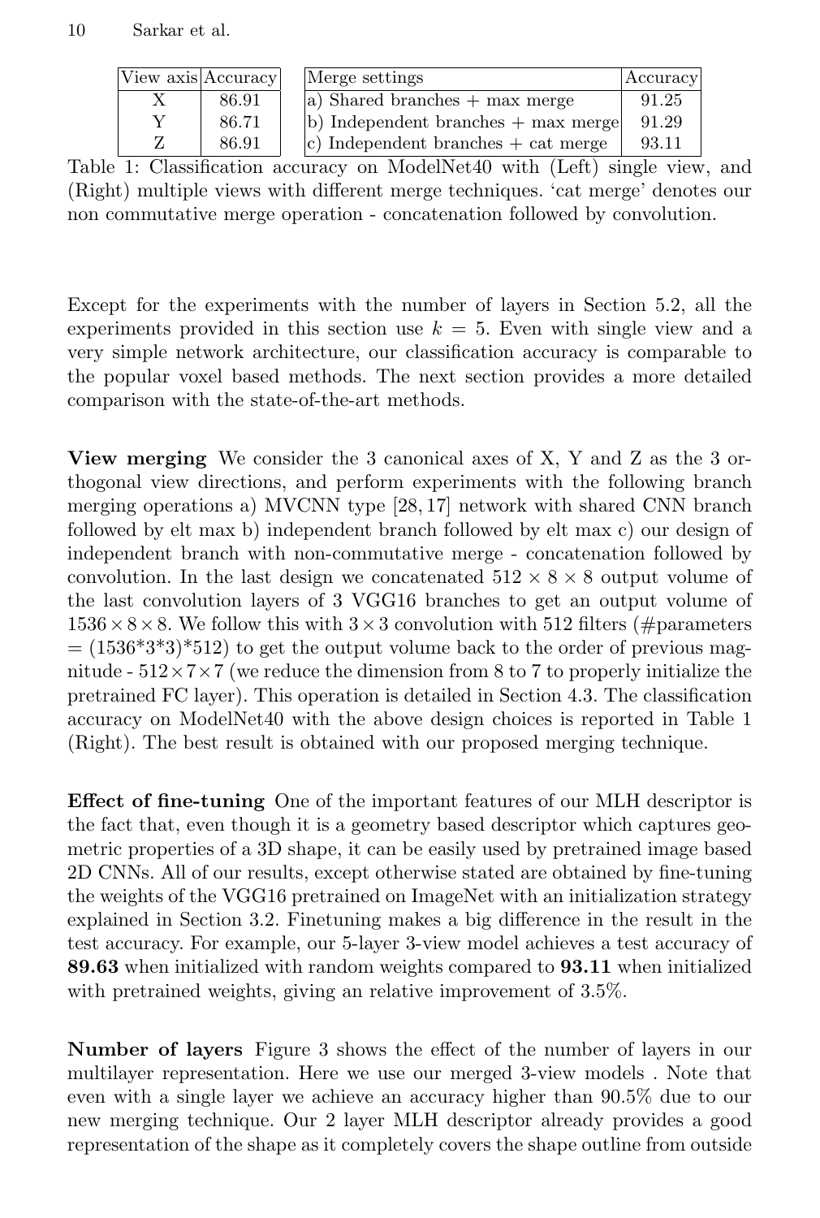| View axis | Accuracy |
|---|---|
| X | 86.91 |
| Y | 86.71 |
| Z | 86.91 |

| Merge settings | Accuracy |
|---|---|
| a) Shared branches + max merge | 91.25 |
| b) Independent branches + max merge | 91.29 |
| c) Independent branches + cat merge | 93.11 |

Table 1: Classification accuracy on ModelNet40 with (Left) single view, and (Right) multiple views with different merge techniques. 'cat merge' denotes our non commutative merge operation - concatenation followed by convolution.

Except for the experiments with the number of layers in Section 5.2, all the experiments provided in this section use $k = 5$. Even with single view and a very simple network architecture, our classification accuracy is comparable to the popular voxel based methods. The next section provides a more detailed comparison with the state-of-the-art methods.

**View merging** We consider the 3 canonical axes of X, Y and Z as the 3 orthogonal view directions, and perform experiments with the following branch merging operations a) MVCNN type [28, 17] network with shared CNN branch followed by elt max b) independent branch followed by elt max c) our design of independent branch with non-commutative merge - concatenation followed by convolution. In the last design we concatenated $512 \times 8 \times 8$ output volume of the last convolution layers of 3 VGG16 branches to get an output volume of $1536 \times 8 \times 8$. We follow this with $3 \times 3$ convolution with 512 filters (#parameters = (1536*3*3)*512) to get the output volume back to the order of previous magnitude - $512 \times 7 \times 7$ (we reduce the dimension from 8 to 7 to properly initialize the pretrained FC layer). This operation is detailed in Section 4.3. The classification accuracy on ModelNet40 with the above design choices is reported in Table 1 (Right). The best result is obtained with our proposed merging technique.

**Effect of fine-tuning** One of the important features of our MLH descriptor is the fact that, even though it is a geometry based descriptor which captures geometric properties of a 3D shape, it can be easily used by pretrained image based 2D CNNs. All of our results, except otherwise stated are obtained by fine-tuning the weights of the VGG16 pretrained on ImageNet with an initialization strategy explained in Section 3.2. Finetuning makes a big difference in the result in the test accuracy. For example, our 5-layer 3-view model achieves a test accuracy of **89.63** when initialized with random weights compared to **93.11** when initialized with pretrained weights, giving an relative improvement of 3.5%.

**Number of layers** Figure 3 shows the effect of the number of layers in our multilayer representation. Here we use our merged 3-view models . Note that even with a single layer we achieve an accuracy higher than 90.5% due to our new merging technique. Our 2 layer MLH descriptor already provides a good representation of the shape as it completely covers the shape outline from outside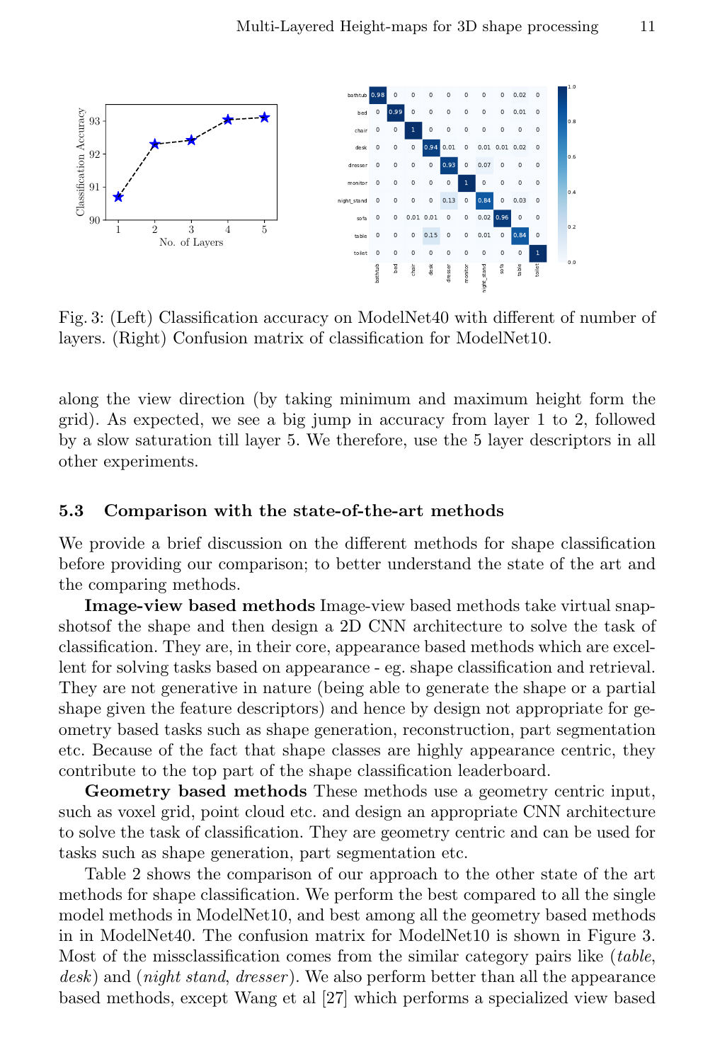Fig. 3: (Left) Classification accuracy on ModelNet40 with different of number of layers. (Right) Confusion matrix of classification for ModelNet10.

along the view direction (by taking minimum and maximum height form the grid). As expected, we see a big jump in accuracy from layer 1 to 2, followed by a slow saturation till layer 5. We therefore, use the 5 layer descriptors in all other experiments.

### 5.3 Comparison with the state-of-the-art methods

We provide a brief discussion on the different methods for shape classification before providing our comparison; to better understand the state of the art and the comparing methods.

**Image-view based methods** Image-view based methods take virtual snapshotsof the shape and then design a 2D CNN architecture to solve the task of classification. They are, in their core, appearance based methods which are excellent for solving tasks based on appearance - eg. shape classification and retrieval. They are not generative in nature (being able to generate the shape or a partial shape given the feature descriptors) and hence by design not appropriate for geometry based tasks such as shape generation, reconstruction, part segmentation etc. Because of the fact that shape classes are highly appearance centric, they contribute to the top part of the shape classification leaderboard.

**Geometry based methods** These methods use a geometry centric input, such as voxel grid, point cloud etc. and design an appropriate CNN architecture to solve the task of classification. They are geometry centric and can be used for tasks such as shape generation, part segmentation etc.

Table 2 shows the comparison of our approach to the other state of the art methods for shape classification. We perform the best compared to all the single model methods in ModelNet10, and best among all the geometry based methods in in ModelNet40. The confusion matrix for ModelNet10 is shown in Figure 3. Most of the missclassification comes from the similar category pairs like (*table*, *desk*) and (*night stand*, *dresser*). We also perform better than all the appearance based methods, except Wang et al [27] which performs a specialized view based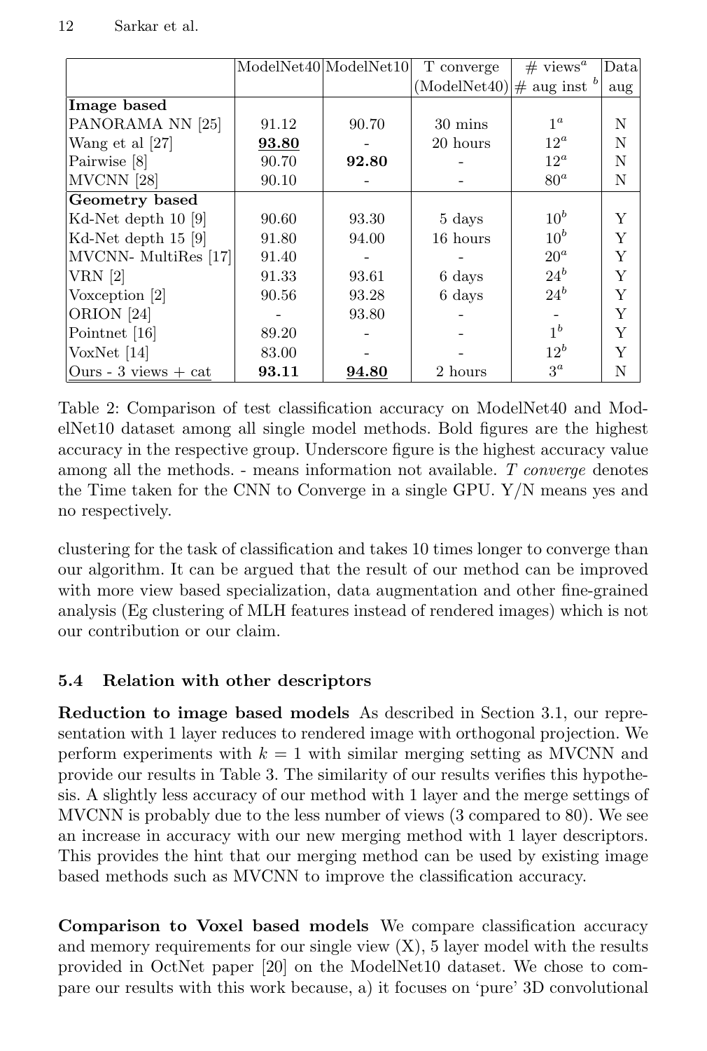| | ModelNet40 | ModelNet10 | T converge (ModelNet40) | # views[a] # aug inst [b] | Data aug |
|---|---|---|---|---|---|
| **Image based** | | | | | |
| PANORAMA NN [25] | 91.12 | 90.70 | 30 mins | $1^a$ | N |
| Wang et al [27] | <u>**93.80**</u> | - | 20 hours | $12^a$ | N |
| Pairwise [8] | 90.70 | **92.80** | - | $12^a$ | N |
| MVCNN [28] | 90.10 | - | - | $80^a$ | N |
| **Geometry based** | | | | | |
| Kd-Net depth 10 [9] | 90.60 | 93.30 | 5 days | $10^b$ | Y |
| Kd-Net depth 15 [9] | 91.80 | 94.00 | 16 hours | $10^b$ | Y |
| MVCNN- MultiRes [17] | 91.40 | - | - | $20^a$ | Y |
| VRN [2] | 91.33 | 93.61 | 6 days | $24^b$ | Y |
| Voxception [2] | 90.56 | 93.28 | 6 days | $24^b$ | Y |
| ORION [24] | - | 93.80 | - | - | Y |
| Pointnet [16] | 89.20 | - | - | $1^b$ | Y |
| VoxNet [14] | 83.00 | - | - | $12^b$ | Y |
| Ours - 3 views + cat | **93.11** | <u>**94.80**</u> | 2 hours | $3^a$ | N |

Table 2: Comparison of test classification accuracy on ModelNet40 and ModelNet10 dataset among all single model methods. Bold figures are the highest accuracy in the respective group. Underscore figure is the highest accuracy value among all the methods. - means information not available. *T converge* denotes the Time taken for the CNN to Converge in a single GPU. Y/N means yes and no respectively.

clustering for the task of classification and takes 10 times longer to converge than our algorithm. It can be argued that the result of our method can be improved with more view based specialization, data augmentation and other fine-grained analysis (Eg clustering of MLH features instead of rendered images) which is not our contribution or our claim.

### 5.4 Relation with other descriptors

**Reduction to image based models** As described in Section 3.1, our representation with 1 layer reduces to rendered image with orthogonal projection. We perform experiments with $k = 1$ with similar merging setting as MVCNN and provide our results in Table 3. The similarity of our results verifies this hypothesis. A slightly less accuracy of our method with 1 layer and the merge settings of MVCNN is probably due to the less number of views (3 compared to 80). We see an increase in accuracy with our new merging method with 1 layer descriptors. This provides the hint that our merging method can be used by existing image based methods such as MVCNN to improve the classification accuracy.

**Comparison to Voxel based models** We compare classification accuracy and memory requirements for our single view (X), 5 layer model with the results provided in OctNet paper [20] on the ModelNet10 dataset. We chose to compare our results with this work because, a) it focuses on 'pure' 3D convolutional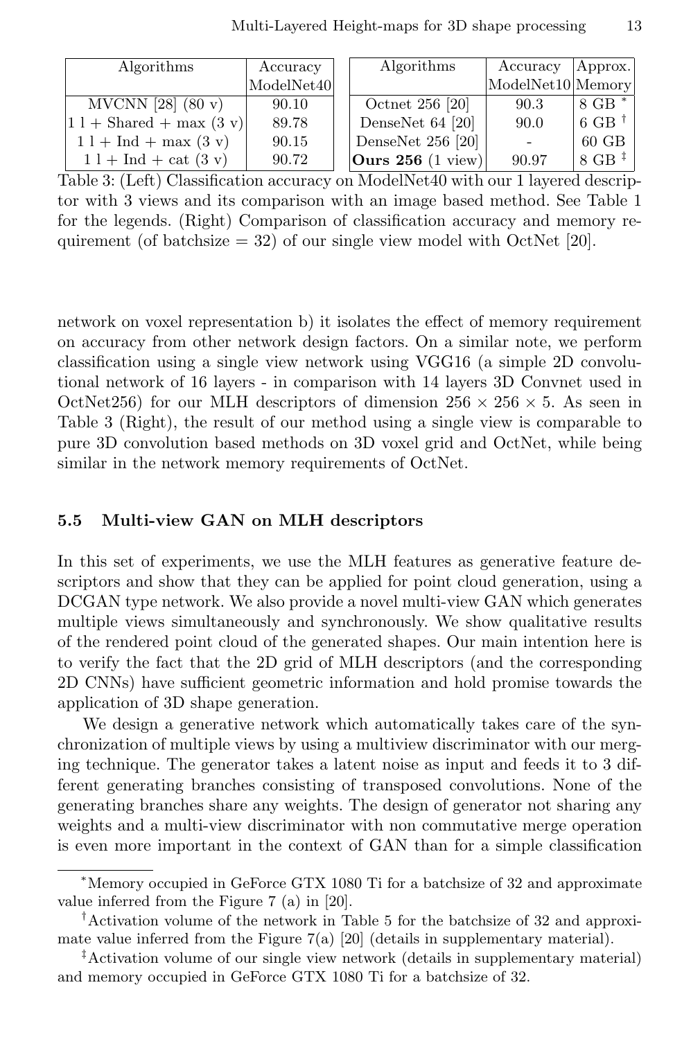| Algorithms | Accuracy ModelNet40 |
|---|---|
| MVCNN [28] (80 v) | 90.10 |
| 1 l + Shared + max (3 v) | 89.78 |
| 1 l + Ind + max (3 v) | 90.15 |
| 1 l + Ind + cat (3 v) | 90.72 |

| Algorithms | Accuracy ModelNet10 | Approx. Memory |
|---|---|---|
| Octnet 256 [20] | 90.3 | 8 GB * |
| DenseNet 64 [20] | 90.0 | 6 GB † |
| DenseNet 256 [20] | - | 60 GB |
| **Ours 256** (1 view) | 90.97 | 8 GB ‡ |

Table 3: (Left) Classification accuracy on ModelNet40 with our 1 layered descriptor with 3 views and its comparison with an image based method. See Table 1 for the legends. (Right) Comparison of classification accuracy and memory requirement (of batchsize = 32) of our single view model with OctNet [20].

network on voxel representation b) it isolates the effect of memory requirement on accuracy from other network design factors. On a similar note, we perform classification using a single view network using VGG16 (a simple 2D convolutional network of 16 layers - in comparison with 14 layers 3D Convnet used in OctNet256) for our MLH descriptors of dimension $256 \times 256 \times 5$. As seen in Table 3 (Right), the result of our method using a single view is comparable to pure 3D convolution based methods on 3D voxel grid and OctNet, while being similar in the network memory requirements of OctNet.

### 5.5 Multi-view GAN on MLH descriptors

In this set of experiments, we use the MLH features as generative feature descriptors and show that they can be applied for point cloud generation, using a DCGAN type network. We also provide a novel multi-view GAN which generates multiple views simultaneously and synchronously. We show qualitative results of the rendered point cloud of the generated shapes. Our main intention here is to verify the fact that the 2D grid of MLH descriptors (and the corresponding 2D CNNs) have sufficient geometric information and hold promise towards the application of 3D shape generation.

We design a generative network which automatically takes care of the synchronization of multiple views by using a multiview discriminator with our merging technique. The generator takes a latent noise as input and feeds it to 3 different generating branches consisting of transposed convolutions. None of the generating branches share any weights. The design of generator not sharing any weights and a multi-view discriminator with non commutative merge operation is even more important in the context of GAN than for a simple classification

---

* Memory occupied in GeForce GTX 1080 Ti for a batchsize of 32 and approximate value inferred from the Figure 7 (a) in [20].

† Activation volume of the network in Table 5 for the batchsize of 32 and approximate value inferred from the Figure 7(a) [20] (details in supplementary material).

‡ Activation volume of our single view network (details in supplementary material) and memory occupied in GeForce GTX 1080 Ti for a batchsize of 32.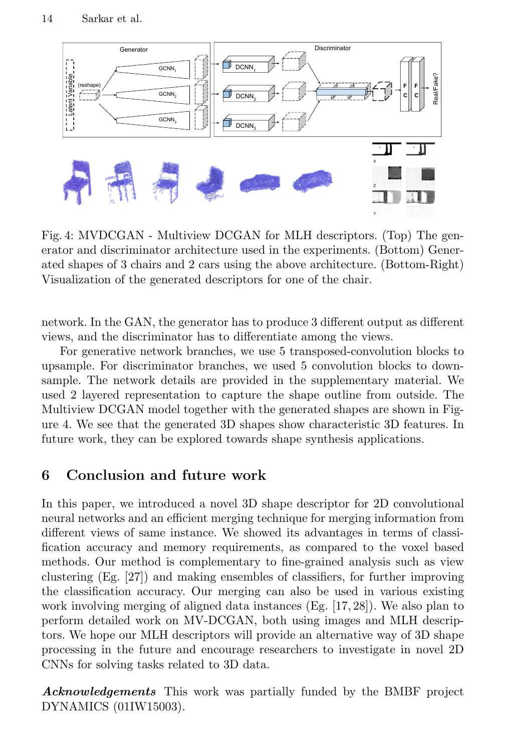Fig. 4: MVDCGAN - Multiview DCGAN for MLH descriptors. (Top) The generator and discriminator architecture used in the experiments. (Bottom) Generated shapes of 3 chairs and 2 cars using the above architecture. (Bottom-Right) Visualization of the generated descriptors for one of the chair.

network. In the GAN, the generator has to produce 3 different output as different views, and the discriminator has to differentiate among the views.

For generative network branches, we use 5 transposed-convolution blocks to upsample. For discriminator branches, we used 5 convolution blocks to downsample. The network details are provided in the supplementary material. We used 2 layered representation to capture the shape outline from outside. The Multiview DCGAN model together with the generated shapes are shown in Figure 4. We see that the generated 3D shapes show characteristic 3D features. In future work, they can be explored towards shape synthesis applications.

## 6 Conclusion and future work

In this paper, we introduced a novel 3D shape descriptor for 2D convolutional neural networks and an efficient merging technique for merging information from different views of same instance. We showed its advantages in terms of classification accuracy and memory requirements, as compared to the voxel based methods. Our method is complementary to fine-grained analysis such as view clustering (Eg. [27]) and making ensembles of classifiers, for further improving the classification accuracy. Our merging can also be used in various existing work involving merging of aligned data instances (Eg. [17, 28]). We also plan to perform detailed work on MV-DCGAN, both using images and MLH descriptors. We hope our MLH descriptors will provide an alternative way of 3D shape processing in the future and encourage researchers to investigate in novel 2D CNNs for solving tasks related to 3D data.

***Acknowledgements*** This work was partially funded by the BMBF project DYNAMICS (01IW15003).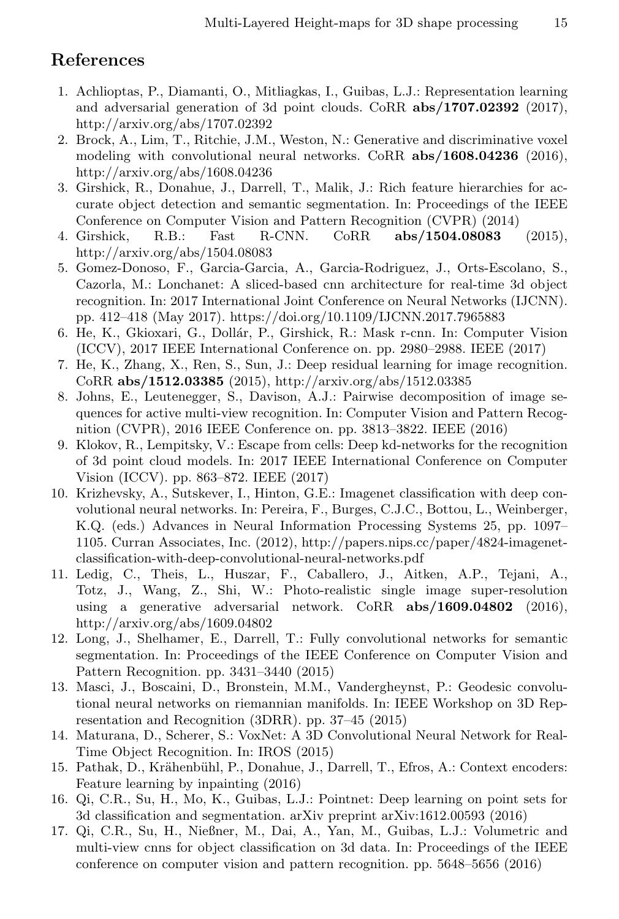## References

1. Achlioptas, P., Diamanti, O., Mitliagkas, I., Guibas, L.J.: Representation learning and adversarial generation of 3d point clouds. CoRR **abs/1707.02392** (2017), http://arxiv.org/abs/1707.02392
2. Brock, A., Lim, T., Ritchie, J.M., Weston, N.: Generative and discriminative voxel modeling with convolutional neural networks. CoRR **abs/1608.04236** (2016), http://arxiv.org/abs/1608.04236
3. Girshick, R., Donahue, J., Darrell, T., Malik, J.: Rich feature hierarchies for accurate object detection and semantic segmentation. In: Proceedings of the IEEE Conference on Computer Vision and Pattern Recognition (CVPR) (2014)
4. Girshick, R.B.: Fast R-CNN. CoRR **abs/1504.08083** (2015), http://arxiv.org/abs/1504.08083
5. Gomez-Donoso, F., Garcia-Garcia, A., Garcia-Rodriguez, J., Orts-Escolano, S., Cazorla, M.: Lonchanet: A sliced-based cnn architecture for real-time 3d object recognition. In: 2017 International Joint Conference on Neural Networks (IJCNN). pp. 412–418 (May 2017). https://doi.org/10.1109/IJCNN.2017.7965883
6. He, K., Gkioxari, G., Dollár, P., Girshick, R.: Mask r-cnn. In: Computer Vision (ICCV), 2017 IEEE International Conference on. pp. 2980–2988. IEEE (2017)
7. He, K., Zhang, X., Ren, S., Sun, J.: Deep residual learning for image recognition. CoRR **abs/1512.03385** (2015), http://arxiv.org/abs/1512.03385
8. Johns, E., Leutenegger, S., Davison, A.J.: Pairwise decomposition of image sequences for active multi-view recognition. In: Computer Vision and Pattern Recognition (CVPR), 2016 IEEE Conference on. pp. 3813–3822. IEEE (2016)
9. Klokov, R., Lempitsky, V.: Escape from cells: Deep kd-networks for the recognition of 3d point cloud models. In: 2017 IEEE International Conference on Computer Vision (ICCV). pp. 863–872. IEEE (2017)
10. Krizhevsky, A., Sutskever, I., Hinton, G.E.: Imagenet classification with deep convolutional neural networks. In: Pereira, F., Burges, C.J.C., Bottou, L., Weinberger, K.Q. (eds.) Advances in Neural Information Processing Systems 25, pp. 1097–1105. Curran Associates, Inc. (2012), http://papers.nips.cc/paper/4824-imagenet-classification-with-deep-convolutional-neural-networks.pdf
11. Ledig, C., Theis, L., Huszar, F., Caballero, J., Aitken, A.P., Tejani, A., Totz, J., Wang, Z., Shi, W.: Photo-realistic single image super-resolution using a generative adversarial network. CoRR **abs/1609.04802** (2016), http://arxiv.org/abs/1609.04802
12. Long, J., Shelhamer, E., Darrell, T.: Fully convolutional networks for semantic segmentation. In: Proceedings of the IEEE Conference on Computer Vision and Pattern Recognition. pp. 3431–3440 (2015)
13. Masci, J., Boscaini, D., Bronstein, M.M., Vandergheynst, P.: Geodesic convolutional neural networks on riemannian manifolds. In: IEEE Workshop on 3D Representation and Recognition (3DRR). pp. 37–45 (2015)
14. Maturana, D., Scherer, S.: VoxNet: A 3D Convolutional Neural Network for Real-Time Object Recognition. In: IROS (2015)
15. Pathak, D., Krähenbühl, P., Donahue, J., Darrell, T., Efros, A.: Context encoders: Feature learning by inpainting (2016)
16. Qi, C.R., Su, H., Mo, K., Guibas, L.J.: Pointnet: Deep learning on point sets for 3d classification and segmentation. arXiv preprint arXiv:1612.00593 (2016)
17. Qi, C.R., Su, H., Nießner, M., Dai, A., Yan, M., Guibas, L.J.: Volumetric and multi-view cnns for object classification on 3d data. In: Proceedings of the IEEE conference on computer vision and pattern recognition. pp. 5648–5656 (2016)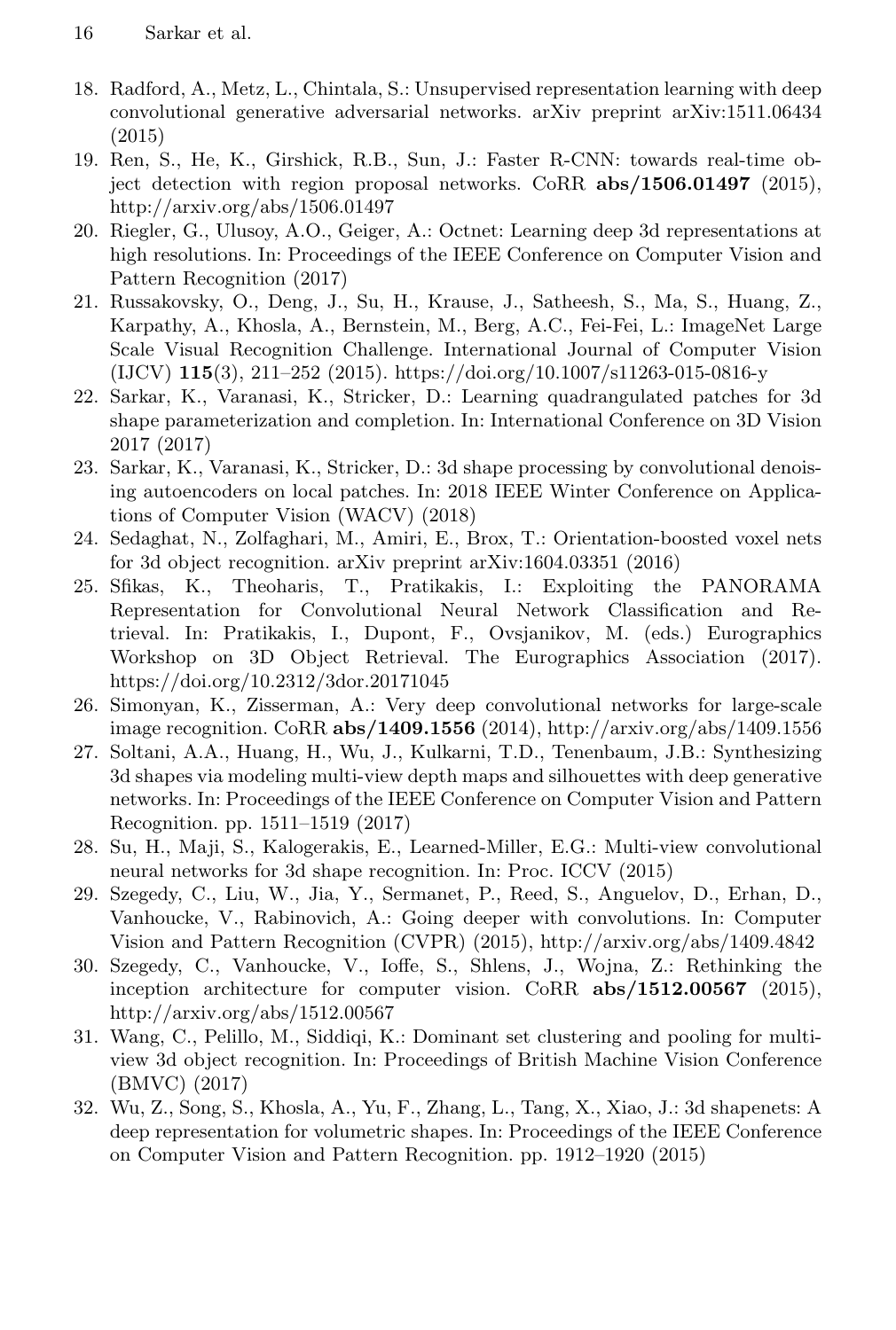18. Radford, A., Metz, L., Chintala, S.: Unsupervised representation learning with deep convolutional generative adversarial networks. arXiv preprint arXiv:1511.06434 (2015)
19. Ren, S., He, K., Girshick, R.B., Sun, J.: Faster R-CNN: towards real-time object detection with region proposal networks. CoRR **abs/1506.01497** (2015), http://arxiv.org/abs/1506.01497
20. Riegler, G., Ulusoy, A.O., Geiger, A.: Octnet: Learning deep 3d representations at high resolutions. In: Proceedings of the IEEE Conference on Computer Vision and Pattern Recognition (2017)
21. Russakovsky, O., Deng, J., Su, H., Krause, J., Satheesh, S., Ma, S., Huang, Z., Karpathy, A., Khosla, A., Bernstein, M., Berg, A.C., Fei-Fei, L.: ImageNet Large Scale Visual Recognition Challenge. International Journal of Computer Vision (IJCV) **115**(3), 211–252 (2015). https://doi.org/10.1007/s11263-015-0816-y
22. Sarkar, K., Varanasi, K., Stricker, D.: Learning quadrangulated patches for 3d shape parameterization and completion. In: International Conference on 3D Vision 2017 (2017)
23. Sarkar, K., Varanasi, K., Stricker, D.: 3d shape processing by convolutional denoising autoencoders on local patches. In: 2018 IEEE Winter Conference on Applications of Computer Vision (WACV) (2018)
24. Sedaghat, N., Zolfaghari, M., Amiri, E., Brox, T.: Orientation-boosted voxel nets for 3d object recognition. arXiv preprint arXiv:1604.03351 (2016)
25. Sfikas, K., Theoharis, T., Pratikakis, I.: Exploiting the PANORAMA Representation for Convolutional Neural Network Classification and Retrieval. In: Pratikakis, I., Dupont, F., Ovsjanikov, M. (eds.) Eurographics Workshop on 3D Object Retrieval. The Eurographics Association (2017). https://doi.org/10.2312/3dor.20171045
26. Simonyan, K., Zisserman, A.: Very deep convolutional networks for large-scale image recognition. CoRR **abs/1409.1556** (2014), http://arxiv.org/abs/1409.1556
27. Soltani, A.A., Huang, H., Wu, J., Kulkarni, T.D., Tenenbaum, J.B.: Synthesizing 3d shapes via modeling multi-view depth maps and silhouettes with deep generative networks. In: Proceedings of the IEEE Conference on Computer Vision and Pattern Recognition. pp. 1511–1519 (2017)
28. Su, H., Maji, S., Kalogerakis, E., Learned-Miller, E.G.: Multi-view convolutional neural networks for 3d shape recognition. In: Proc. ICCV (2015)
29. Szegedy, C., Liu, W., Jia, Y., Sermanet, P., Reed, S., Anguelov, D., Erhan, D., Vanhoucke, V., Rabinovich, A.: Going deeper with convolutions. In: Computer Vision and Pattern Recognition (CVPR) (2015), http://arxiv.org/abs/1409.4842
30. Szegedy, C., Vanhoucke, V., Ioffe, S., Shlens, J., Wojna, Z.: Rethinking the inception architecture for computer vision. CoRR **abs/1512.00567** (2015), http://arxiv.org/abs/1512.00567
31. Wang, C., Pelillo, M., Siddiqi, K.: Dominant set clustering and pooling for multi-view 3d object recognition. In: Proceedings of British Machine Vision Conference (BMVC) (2017)
32. Wu, Z., Song, S., Khosla, A., Yu, F., Zhang, L., Tang, X., Xiao, J.: 3d shapenets: A deep representation for volumetric shapes. In: Proceedings of the IEEE Conference on Computer Vision and Pattern Recognition. pp. 1912–1920 (2015)